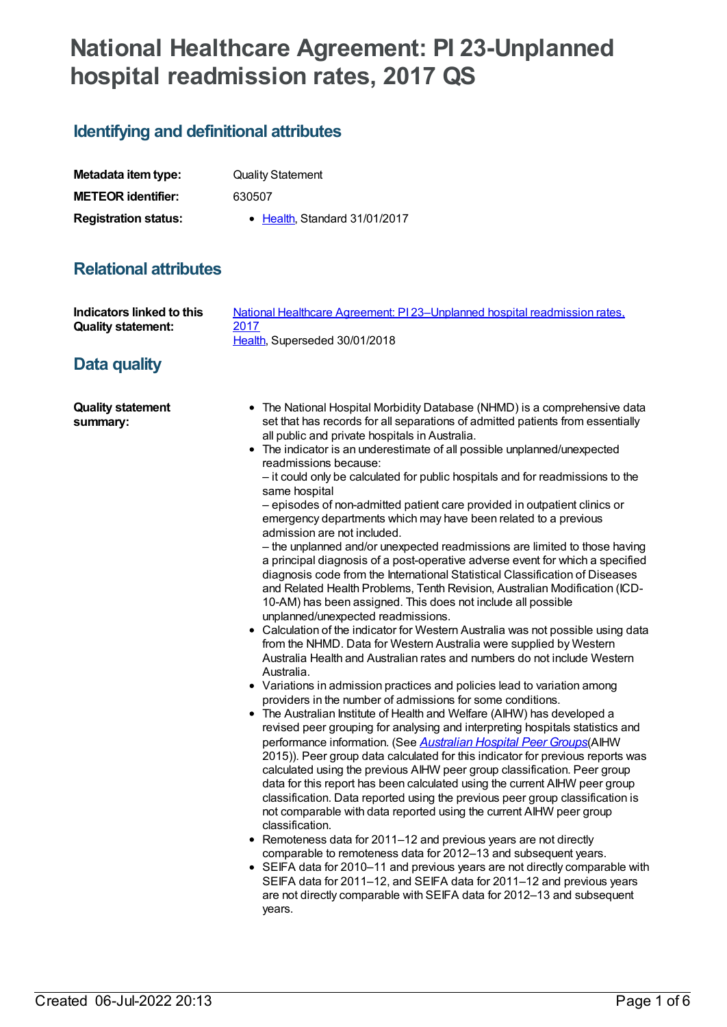# National Healthcare Agreement: PI 23-Unplanned hospital readmission rates, 2017 QS

## Identifying and definitional attributes

| | |
|---|---|
| **Metadata item type:** | Quality Statement |
| **METEOR identifier:** | 630507 |
| **Registration status:** | • Health, Standard 31/01/2017 |

## Relational attributes

| | |
|---|---|
| **Indicators linked to this Quality statement:** | National Healthcare Agreement: PI 23–Unplanned hospital readmission rates, 2017<br>Health, Superseded 30/01/2018 |

## Data quality

**Quality statement summary:**

- The National Hospital Morbidity Database (NHMD) is a comprehensive data set that has records for all separations of admitted patients from essentially all public and private hospitals in Australia.
- The indicator is an underestimate of all possible unplanned/unexpected readmissions because:
  – it could only be calculated for public hospitals and for readmissions to the same hospital
  – episodes of non-admitted patient care provided in outpatient clinics or emergency departments which may have been related to a previous admission are not included.
  – the unplanned and/or unexpected readmissions are limited to those having a principal diagnosis of a post-operative adverse event for which a specified diagnosis code from the International Statistical Classification of Diseases and Related Health Problems, Tenth Revision, Australian Modification (ICD-10-AM) has been assigned. This does not include all possible unplanned/unexpected readmissions.
- Calculation of the indicator for Western Australia was not possible using data from the NHMD. Data for Western Australia were supplied by Western Australia Health and Australian rates and numbers do not include Western Australia.
- Variations in admission practices and policies lead to variation among providers in the number of admissions for some conditions.
- The Australian Institute of Health and Welfare (AIHW) has developed a revised peer grouping for analysing and interpreting hospitals statistics and performance information. (See *Australian Hospital Peer Groups*(AIHW 2015)). Peer group data calculated for this indicator for previous reports was calculated using the previous AIHW peer group classification. Peer group data for this report has been calculated using the current AIHW peer group classification. Data reported using the previous peer group classification is not comparable with data reported using the current AIHW peer group classification.
- Remoteness data for 2011–12 and previous years are not directly comparable to remoteness data for 2012–13 and subsequent years.
- SEIFA data for 2010–11 and previous years are not directly comparable with SEIFA data for 2011–12, and SEIFA data for 2011–12 and previous years are not directly comparable with SEIFA data for 2012–13 and subsequent years.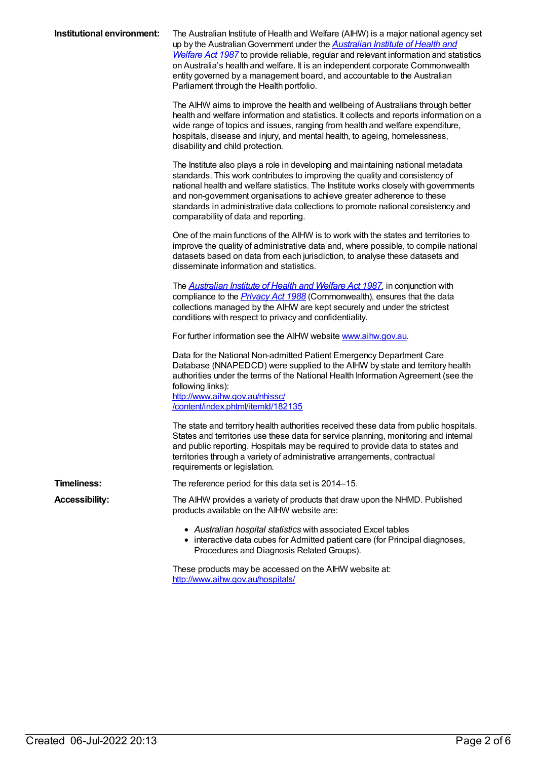**Institutional environment:**

The Australian Institute of Health and Welfare (AIHW) is a major national agency set up by the Australian Government under the *Australian Institute of Health and Welfare Act 1987* to provide reliable, regular and relevant information and statistics on Australia's health and welfare. It is an independent corporate Commonwealth entity governed by a management board, and accountable to the Australian Parliament through the Health portfolio.

The AIHW aims to improve the health and wellbeing of Australians through better health and welfare information and statistics. It collects and reports information on a wide range of topics and issues, ranging from health and welfare expenditure, hospitals, disease and injury, and mental health, to ageing, homelessness, disability and child protection.

The Institute also plays a role in developing and maintaining national metadata standards. This work contributes to improving the quality and consistency of national health and welfare statistics. The Institute works closely with governments and non-government organisations to achieve greater adherence to these standards in administrative data collections to promote national consistency and comparability of data and reporting.

One of the main functions of the AIHW is to work with the states and territories to improve the quality of administrative data and, where possible, to compile national datasets based on data from each jurisdiction, to analyse these datasets and disseminate information and statistics.

The *Australian Institute of Health and Welfare Act 1987*, in conjunction with compliance to the *Privacy Act 1988* (Commonwealth), ensures that the data collections managed by the AIHW are kept securely and under the strictest conditions with respect to privacy and confidentiality.

For further information see the AIHW website www.aihw.gov.au.

Data for the National Non-admitted Patient Emergency Department Care Database (NNAPEDCD) were supplied to the AIHW by state and territory health authorities under the terms of the National Health Information Agreement (see the following links):
http://www.aihw.gov.au/nhissc/
/content/index.phtml/itemId/182135

The state and territory health authorities received these data from public hospitals. States and territories use these data for service planning, monitoring and internal and public reporting. Hospitals may be required to provide data to states and territories through a variety of administrative arrangements, contractual requirements or legislation.

**Timeliness:**

The reference period for this data set is 2014–15.

**Accessibility:**

The AIHW provides a variety of products that draw upon the NHMD. Published products available on the AIHW website are:

- *Australian hospital statistics* with associated Excel tables
- interactive data cubes for Admitted patient care (for Principal diagnoses, Procedures and Diagnosis Related Groups).

These products may be accessed on the AIHW website at:
http://www.aihw.gov.au/hospitals/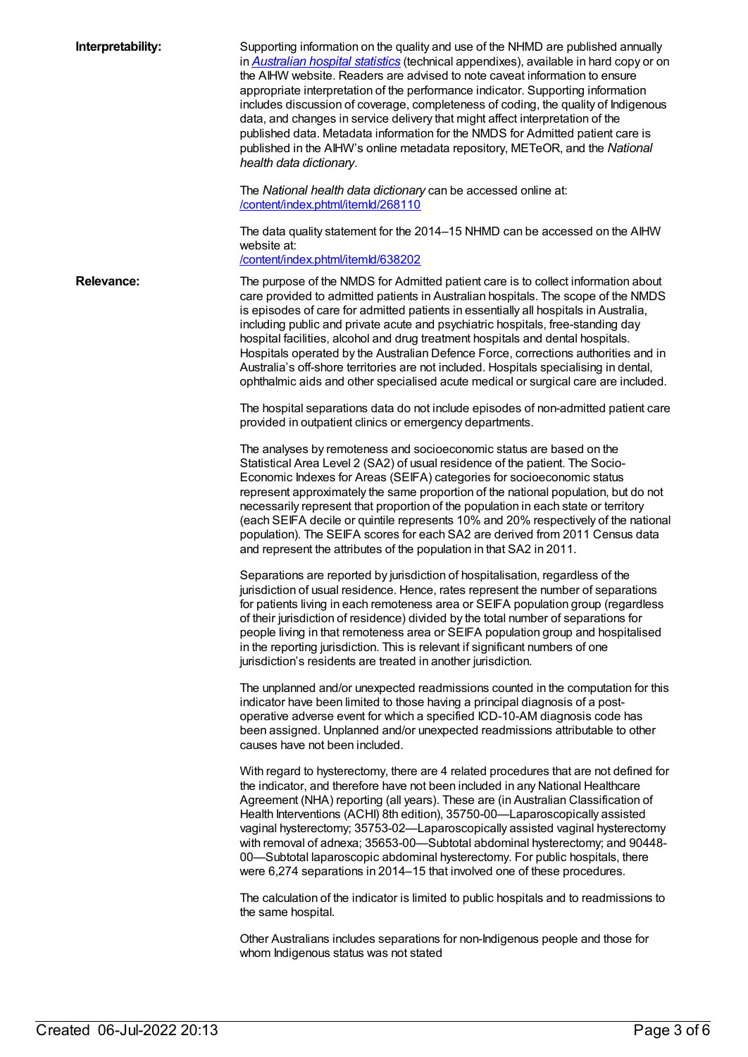**Interpretability:**

Supporting information on the quality and use of the NHMD are published annually in *[Australian hospital statistics](#)* (technical appendixes), available in hard copy or on the AIHW website. Readers are advised to note caveat information to ensure appropriate interpretation of the performance indicator. Supporting information includes discussion of coverage, completeness of coding, the quality of Indigenous data, and changes in service delivery that might affect interpretation of the published data. Metadata information for the NMDS for Admitted patient care is published in the AIHW's online metadata repository, METeOR, and the *National health data dictionary*.

The *National health data dictionary* can be accessed online at: [/content/index.phtml/itemId/268110](/content/index.phtml/itemId/268110)

The data quality statement for the 2014–15 NHMD can be accessed on the AIHW website at:
[/content/index.phtml/itemId/638202](/content/index.phtml/itemId/638202)

**Relevance:**

The purpose of the NMDS for Admitted patient care is to collect information about care provided to admitted patients in Australian hospitals. The scope of the NMDS is episodes of care for admitted patients in essentially all hospitals in Australia, including public and private acute and psychiatric hospitals, free-standing day hospital facilities, alcohol and drug treatment hospitals and dental hospitals. Hospitals operated by the Australian Defence Force, corrections authorities and in Australia's off-shore territories are not included. Hospitals specialising in dental, ophthalmic aids and other specialised acute medical or surgical care are included.

The hospital separations data do not include episodes of non-admitted patient care provided in outpatient clinics or emergency departments.

The analyses by remoteness and socioeconomic status are based on the Statistical Area Level 2 (SA2) of usual residence of the patient. The Socio-Economic Indexes for Areas (SEIFA) categories for socioeconomic status represent approximately the same proportion of the national population, but do not necessarily represent that proportion of the population in each state or territory (each SEIFA decile or quintile represents 10% and 20% respectively of the national population). The SEIFA scores for each SA2 are derived from 2011 Census data and represent the attributes of the population in that SA2 in 2011.

Separations are reported by jurisdiction of hospitalisation, regardless of the jurisdiction of usual residence. Hence, rates represent the number of separations for patients living in each remoteness area or SEIFA population group (regardless of their jurisdiction of residence) divided by the total number of separations for people living in that remoteness area or SEIFA population group and hospitalised in the reporting jurisdiction. This is relevant if significant numbers of one jurisdiction's residents are treated in another jurisdiction.

The unplanned and/or unexpected readmissions counted in the computation for this indicator have been limited to those having a principal diagnosis of a post-operative adverse event for which a specified ICD-10-AM diagnosis code has been assigned. Unplanned and/or unexpected readmissions attributable to other causes have not been included.

With regard to hysterectomy, there are 4 related procedures that are not defined for the indicator, and therefore have not been included in any National Healthcare Agreement (NHA) reporting (all years). These are (in Australian Classification of Health Interventions (ACHI) 8th edition), 35750-00—Laparoscopically assisted vaginal hysterectomy; 35753-02—Laparoscopically assisted vaginal hysterectomy with removal of adnexa; 35653-00—Subtotal abdominal hysterectomy; and 90448-00—Subtotal laparoscopic abdominal hysterectomy. For public hospitals, there were 6,274 separations in 2014–15 that involved one of these procedures.

The calculation of the indicator is limited to public hospitals and to readmissions to the same hospital.

Other Australians includes separations for non-Indigenous people and those for whom Indigenous status was not stated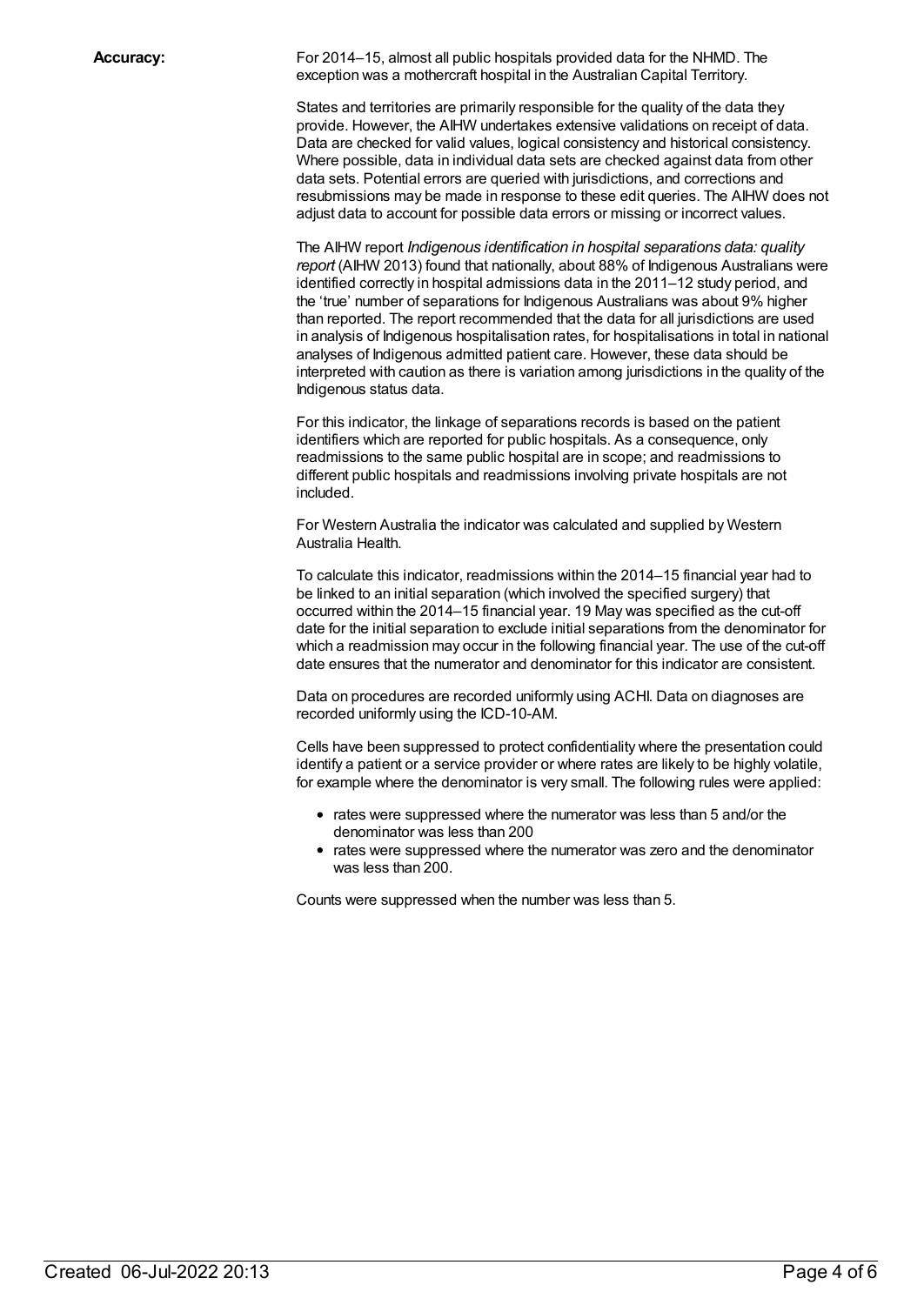**Accuracy:**

For 2014–15, almost all public hospitals provided data for the NHMD. The exception was a mothercraft hospital in the Australian Capital Territory.

States and territories are primarily responsible for the quality of the data they provide. However, the AIHW undertakes extensive validations on receipt of data. Data are checked for valid values, logical consistency and historical consistency. Where possible, data in individual data sets are checked against data from other data sets. Potential errors are queried with jurisdictions, and corrections and resubmissions may be made in response to these edit queries. The AIHW does not adjust data to account for possible data errors or missing or incorrect values.

The AIHW report *Indigenous identification in hospital separations data: quality report* (AIHW 2013) found that nationally, about 88% of Indigenous Australians were identified correctly in hospital admissions data in the 2011–12 study period, and the 'true' number of separations for Indigenous Australians was about 9% higher than reported. The report recommended that the data for all jurisdictions are used in analysis of Indigenous hospitalisation rates, for hospitalisations in total in national analyses of Indigenous admitted patient care. However, these data should be interpreted with caution as there is variation among jurisdictions in the quality of the Indigenous status data.

For this indicator, the linkage of separations records is based on the patient identifiers which are reported for public hospitals. As a consequence, only readmissions to the same public hospital are in scope; and readmissions to different public hospitals and readmissions involving private hospitals are not included.

For Western Australia the indicator was calculated and supplied by Western Australia Health.

To calculate this indicator, readmissions within the 2014–15 financial year had to be linked to an initial separation (which involved the specified surgery) that occurred within the 2014–15 financial year. 19 May was specified as the cut-off date for the initial separation to exclude initial separations from the denominator for which a readmission may occur in the following financial year. The use of the cut-off date ensures that the numerator and denominator for this indicator are consistent.

Data on procedures are recorded uniformly using ACHI. Data on diagnoses are recorded uniformly using the ICD-10-AM.

Cells have been suppressed to protect confidentiality where the presentation could identify a patient or a service provider or where rates are likely to be highly volatile, for example where the denominator is very small. The following rules were applied:

- rates were suppressed where the numerator was less than 5 and/or the denominator was less than 200
- rates were suppressed where the numerator was zero and the denominator was less than 200.

Counts were suppressed when the number was less than 5.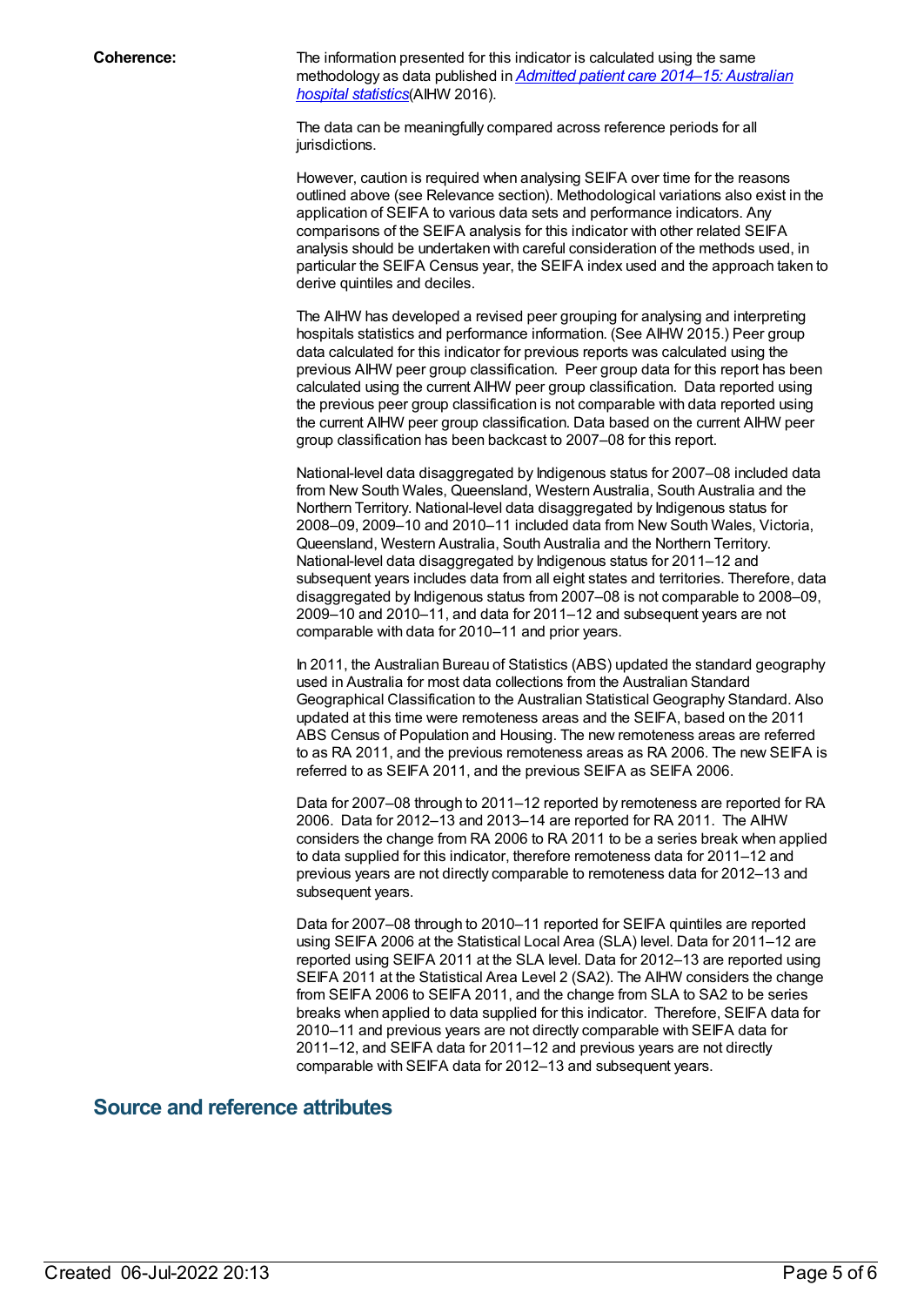**Coherence:**

The information presented for this indicator is calculated using the same methodology as data published in *Admitted patient care 2014–15: Australian hospital statistics*(AIHW 2016).

The data can be meaningfully compared across reference periods for all jurisdictions.

However, caution is required when analysing SEIFA over time for the reasons outlined above (see Relevance section). Methodological variations also exist in the application of SEIFA to various data sets and performance indicators. Any comparisons of the SEIFA analysis for this indicator with other related SEIFA analysis should be undertaken with careful consideration of the methods used, in particular the SEIFA Census year, the SEIFA index used and the approach taken to derive quintiles and deciles.

The AIHW has developed a revised peer grouping for analysing and interpreting hospitals statistics and performance information. (See AIHW 2015.) Peer group data calculated for this indicator for previous reports was calculated using the previous AIHW peer group classification. Peer group data for this report has been calculated using the current AIHW peer group classification. Data reported using the previous peer group classification is not comparable with data reported using the current AIHW peer group classification. Data based on the current AIHW peer group classification has been backcast to 2007–08 for this report.

National-level data disaggregated by Indigenous status for 2007–08 included data from New South Wales, Queensland, Western Australia, South Australia and the Northern Territory. National-level data disaggregated by Indigenous status for 2008–09, 2009–10 and 2010–11 included data from New South Wales, Victoria, Queensland, Western Australia, South Australia and the Northern Territory. National-level data disaggregated by Indigenous status for 2011–12 and subsequent years includes data from all eight states and territories. Therefore, data disaggregated by Indigenous status from 2007–08 is not comparable to 2008–09, 2009–10 and 2010–11, and data for 2011–12 and subsequent years are not comparable with data for 2010–11 and prior years.

In 2011, the Australian Bureau of Statistics (ABS) updated the standard geography used in Australia for most data collections from the Australian Standard Geographical Classification to the Australian Statistical Geography Standard. Also updated at this time were remoteness areas and the SEIFA, based on the 2011 ABS Census of Population and Housing. The new remoteness areas are referred to as RA 2011, and the previous remoteness areas as RA 2006. The new SEIFA is referred to as SEIFA 2011, and the previous SEIFA as SEIFA 2006.

Data for 2007–08 through to 2011–12 reported by remoteness are reported for RA 2006. Data for 2012–13 and 2013–14 are reported for RA 2011. The AIHW considers the change from RA 2006 to RA 2011 to be a series break when applied to data supplied for this indicator, therefore remoteness data for 2011–12 and previous years are not directly comparable to remoteness data for 2012–13 and subsequent years.

Data for 2007–08 through to 2010–11 reported for SEIFA quintiles are reported using SEIFA 2006 at the Statistical Local Area (SLA) level. Data for 2011–12 are reported using SEIFA 2011 at the SLA level. Data for 2012–13 are reported using SEIFA 2011 at the Statistical Area Level 2 (SA2). The AIHW considers the change from SEIFA 2006 to SEIFA 2011, and the change from SLA to SA2 to be series breaks when applied to data supplied for this indicator. Therefore, SEIFA data for 2010–11 and previous years are not directly comparable with SEIFA data for 2011–12, and SEIFA data for 2011–12 and previous years are not directly comparable with SEIFA data for 2012–13 and subsequent years.

## Source and reference attributes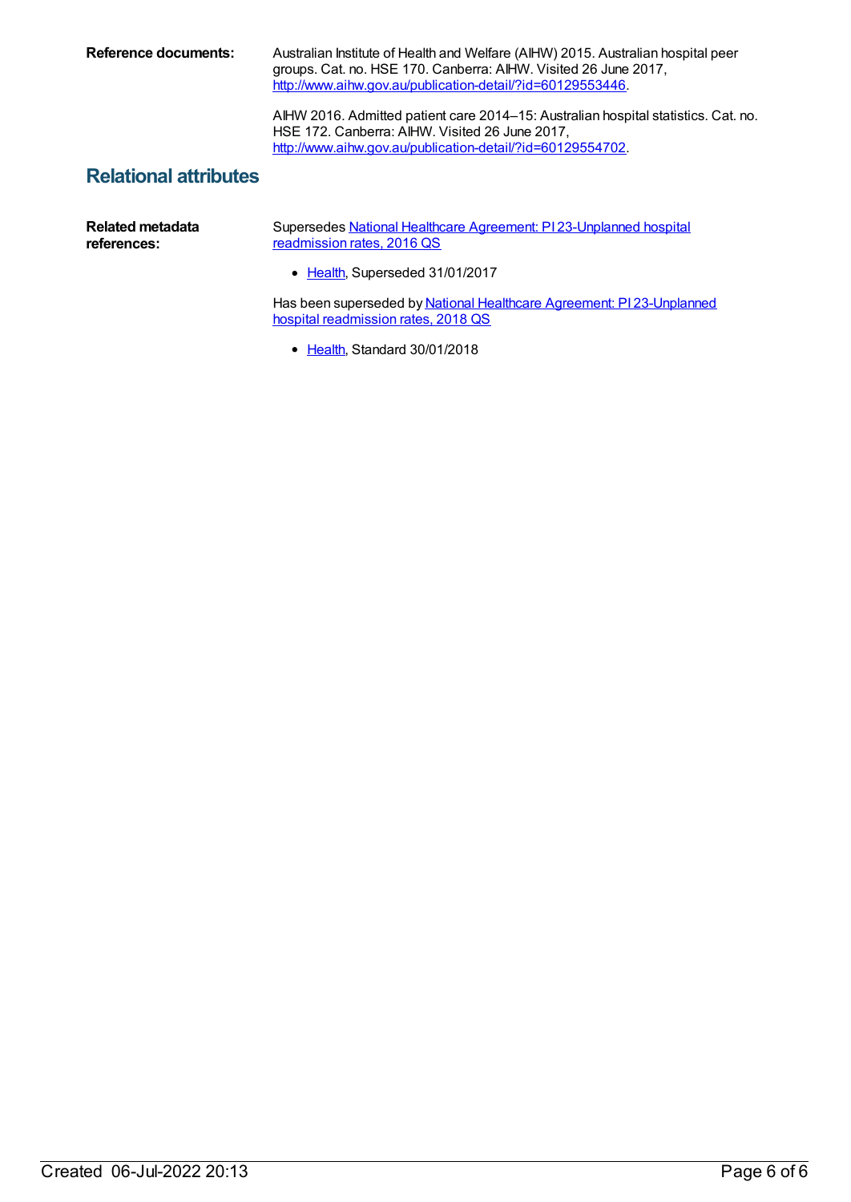**Reference documents:** Australian Institute of Health and Welfare (AIHW) 2015. Australian hospital peer groups. Cat. no. HSE 170. Canberra: AIHW. Visited 26 June 2017, http://www.aihw.gov.au/publication-detail/?id=60129553446.

AIHW 2016. Admitted patient care 2014–15: Australian hospital statistics. Cat. no. HSE 172. Canberra: AIHW. Visited 26 June 2017, http://www.aihw.gov.au/publication-detail/?id=60129554702.

## Relational attributes

**Related metadata references:** Supersedes National Healthcare Agreement: PI 23-Unplanned hospital readmission rates, 2016 QS

- Health, Superseded 31/01/2017

Has been superseded by National Healthcare Agreement: PI 23-Unplanned hospital readmission rates, 2018 QS

- Health, Standard 30/01/2018